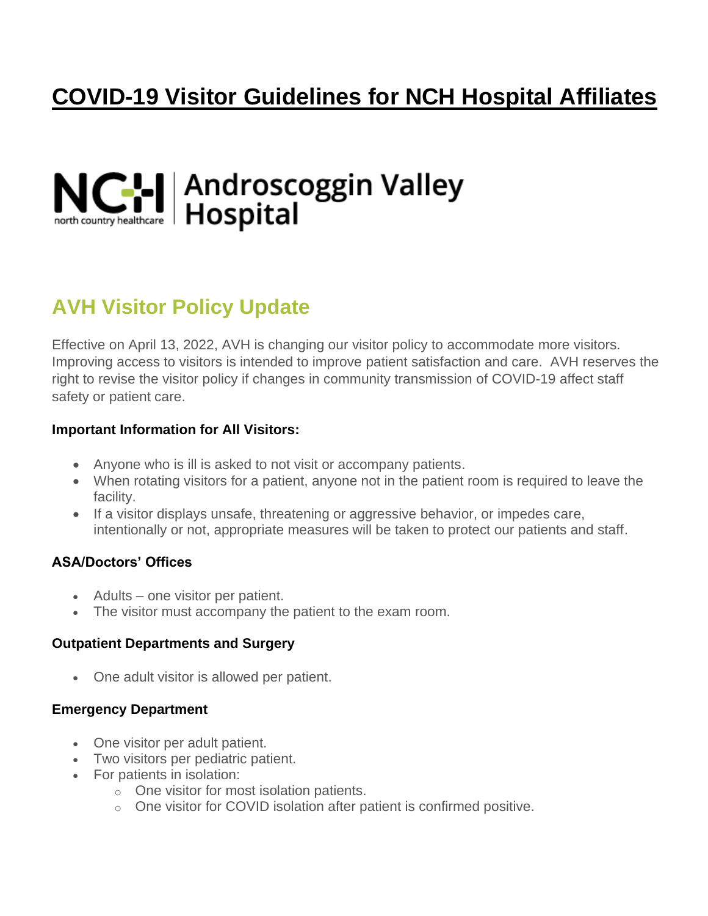# COVID-19 Visitor Guidelines for NCH Hospital Affiliates

NCH north country healthcare | Androscoggin Valley Hospital

## AVH Visitor Policy Update

Effective on April 13, 2022, AVH is changing our visitor policy to accommodate more visitors. Improving access to visitors is intended to improve patient satisfaction and care. AVH reserves the right to revise the visitor policy if changes in community transmission of COVID-19 affect staff safety or patient care.

**Important Information for All Visitors:**

- Anyone who is ill is asked to not visit or accompany patients.
- When rotating visitors for a patient, anyone not in the patient room is required to leave the facility.
- If a visitor displays unsafe, threatening or aggressive behavior, or impedes care, intentionally or not, appropriate measures will be taken to protect our patients and staff.

**ASA/Doctors' Offices**

- Adults – one visitor per patient.
- The visitor must accompany the patient to the exam room.

**Outpatient Departments and Surgery**

- One adult visitor is allowed per patient.

**Emergency Department**

- One visitor per adult patient.
- Two visitors per pediatric patient.
- For patients in isolation:
  - One visitor for most isolation patients.
  - One visitor for COVID isolation after patient is confirmed positive.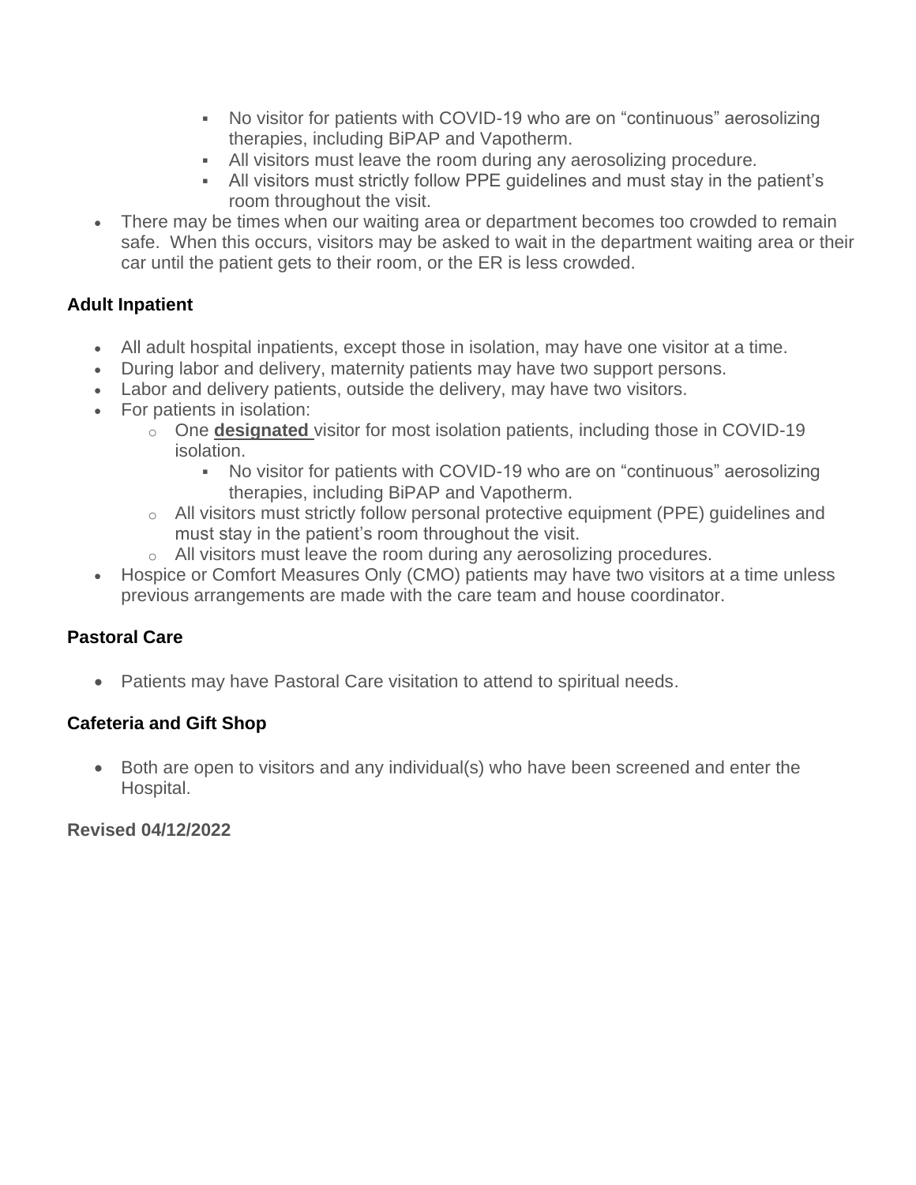- No visitor for patients with COVID-19 who are on "continuous" aerosolizing therapies, including BiPAP and Vapotherm.
    - All visitors must leave the room during any aerosolizing procedure.
    - All visitors must strictly follow PPE guidelines and must stay in the patient's room throughout the visit.
- There may be times when our waiting area or department becomes too crowded to remain safe. When this occurs, visitors may be asked to wait in the department waiting area or their car until the patient gets to their room, or the ER is less crowded.

### Adult Inpatient

- All adult hospital inpatients, except those in isolation, may have one visitor at a time.
- During labor and delivery, maternity patients may have two support persons.
- Labor and delivery patients, outside the delivery, may have two visitors.
- For patients in isolation:
  - One **designated** visitor for most isolation patients, including those in COVID-19 isolation.
    - No visitor for patients with COVID-19 who are on "continuous" aerosolizing therapies, including BiPAP and Vapotherm.
  - All visitors must strictly follow personal protective equipment (PPE) guidelines and must stay in the patient's room throughout the visit.
  - All visitors must leave the room during any aerosolizing procedures.
- Hospice or Comfort Measures Only (CMO) patients may have two visitors at a time unless previous arrangements are made with the care team and house coordinator.

### Pastoral Care

- Patients may have Pastoral Care visitation to attend to spiritual needs.

### Cafeteria and Gift Shop

- Both are open to visitors and any individual(s) who have been screened and enter the Hospital.

**Revised 04/12/2022**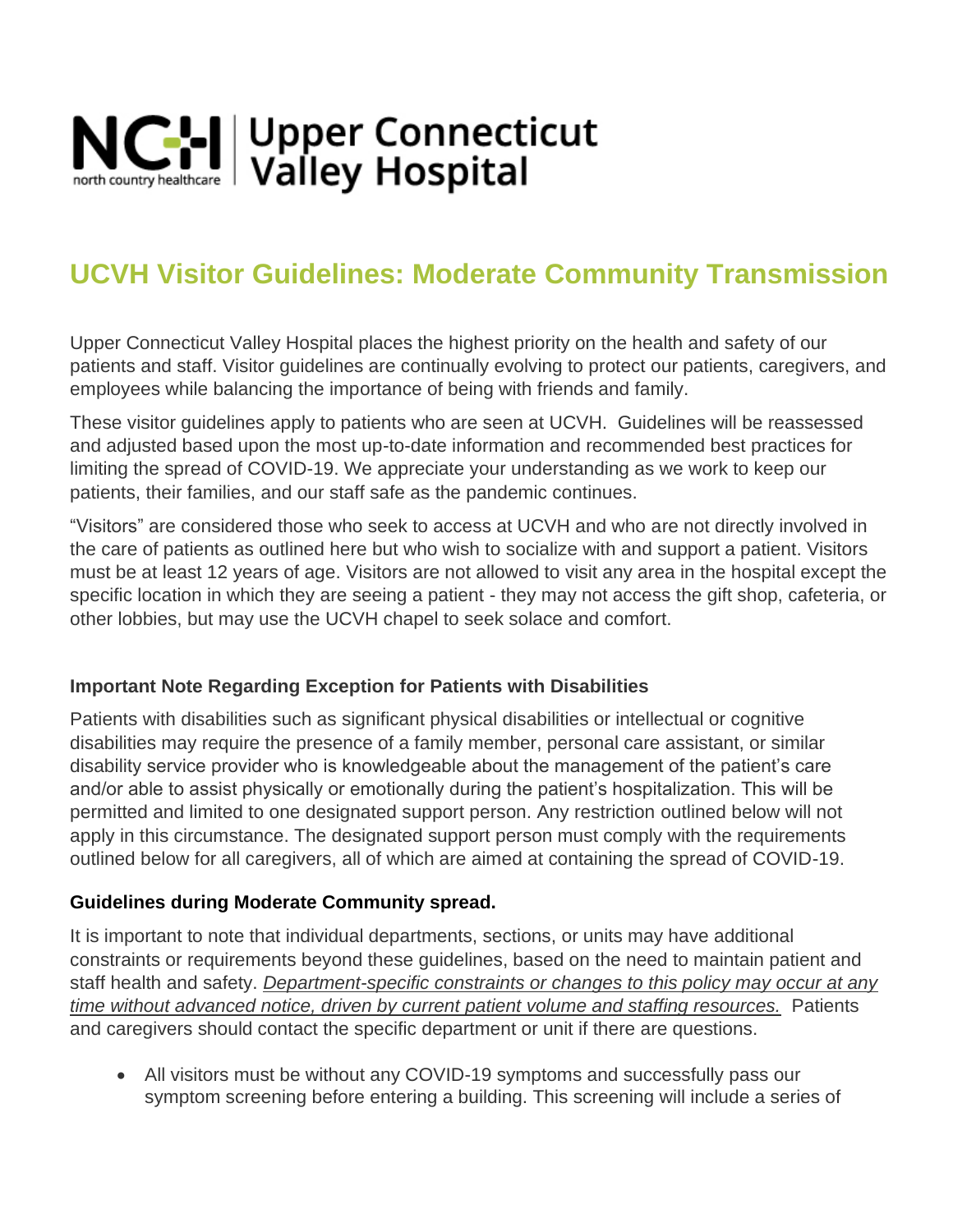# NCH | Upper Connecticut Valley Hospital

north country healthcare

## UCVH Visitor Guidelines: Moderate Community Transmission

Upper Connecticut Valley Hospital places the highest priority on the health and safety of our patients and staff. Visitor guidelines are continually evolving to protect our patients, caregivers, and employees while balancing the importance of being with friends and family.

These visitor guidelines apply to patients who are seen at UCVH. Guidelines will be reassessed and adjusted based upon the most up-to-date information and recommended best practices for limiting the spread of COVID-19. We appreciate your understanding as we work to keep our patients, their families, and our staff safe as the pandemic continues.

"Visitors" are considered those who seek to access at UCVH and who are not directly involved in the care of patients as outlined here but who wish to socialize with and support a patient. Visitors must be at least 12 years of age. Visitors are not allowed to visit any area in the hospital except the specific location in which they are seeing a patient - they may not access the gift shop, cafeteria, or other lobbies, but may use the UCVH chapel to seek solace and comfort.

**Important Note Regarding Exception for Patients with Disabilities**

Patients with disabilities such as significant physical disabilities or intellectual or cognitive disabilities may require the presence of a family member, personal care assistant, or similar disability service provider who is knowledgeable about the management of the patient's care and/or able to assist physically or emotionally during the patient's hospitalization. This will be permitted and limited to one designated support person. Any restriction outlined below will not apply in this circumstance. The designated support person must comply with the requirements outlined below for all caregivers, all of which are aimed at containing the spread of COVID-19.

**Guidelines during Moderate Community spread.**

It is important to note that individual departments, sections, or units may have additional constraints or requirements beyond these guidelines, based on the need to maintain patient and staff health and safety. *Department-specific constraints or changes to this policy may occur at any time without advanced notice, driven by current patient volume and staffing resources.* Patients and caregivers should contact the specific department or unit if there are questions.

- All visitors must be without any COVID-19 symptoms and successfully pass our symptom screening before entering a building. This screening will include a series of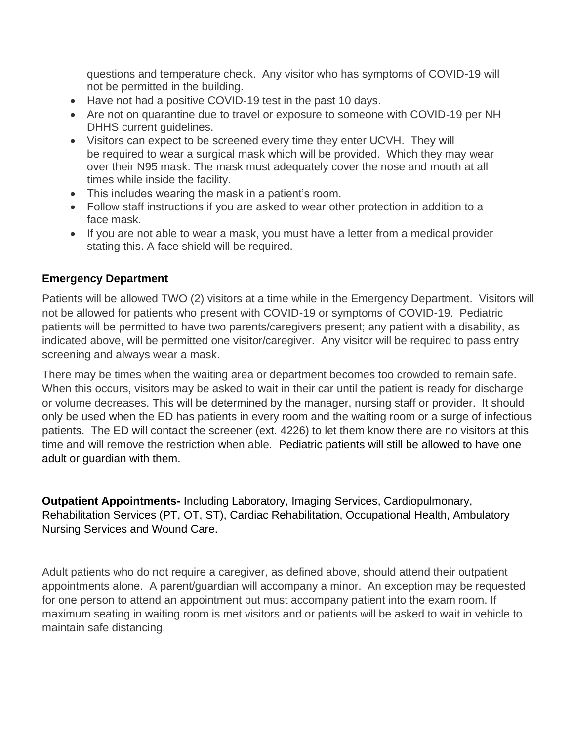questions and temperature check. Any visitor who has symptoms of COVID-19 will not be permitted in the building.

- Have not had a positive COVID-19 test in the past 10 days.
- Are not on quarantine due to travel or exposure to someone with COVID-19 per NH DHHS current guidelines.
- Visitors can expect to be screened every time they enter UCVH. They will be required to wear a surgical mask which will be provided. Which they may wear over their N95 mask. The mask must adequately cover the nose and mouth at all times while inside the facility.
- This includes wearing the mask in a patient's room.
- Follow staff instructions if you are asked to wear other protection in addition to a face mask.
- If you are not able to wear a mask, you must have a letter from a medical provider stating this. A face shield will be required.

**Emergency Department**

Patients will be allowed TWO (2) visitors at a time while in the Emergency Department. Visitors will not be allowed for patients who present with COVID-19 or symptoms of COVID-19. Pediatric patients will be permitted to have two parents/caregivers present; any patient with a disability, as indicated above, will be permitted one visitor/caregiver. Any visitor will be required to pass entry screening and always wear a mask.

There may be times when the waiting area or department becomes too crowded to remain safe. When this occurs, visitors may be asked to wait in their car until the patient is ready for discharge or volume decreases. This will be determined by the manager, nursing staff or provider. It should only be used when the ED has patients in every room and the waiting room or a surge of infectious patients. The ED will contact the screener (ext. 4226) to let them know there are no visitors at this time and will remove the restriction when able. Pediatric patients will still be allowed to have one adult or guardian with them.

**Outpatient Appointments-** Including Laboratory, Imaging Services, Cardiopulmonary, Rehabilitation Services (PT, OT, ST), Cardiac Rehabilitation, Occupational Health, Ambulatory Nursing Services and Wound Care.

Adult patients who do not require a caregiver, as defined above, should attend their outpatient appointments alone. A parent/guardian will accompany a minor. An exception may be requested for one person to attend an appointment but must accompany patient into the exam room. If maximum seating in waiting room is met visitors and or patients will be asked to wait in vehicle to maintain safe distancing.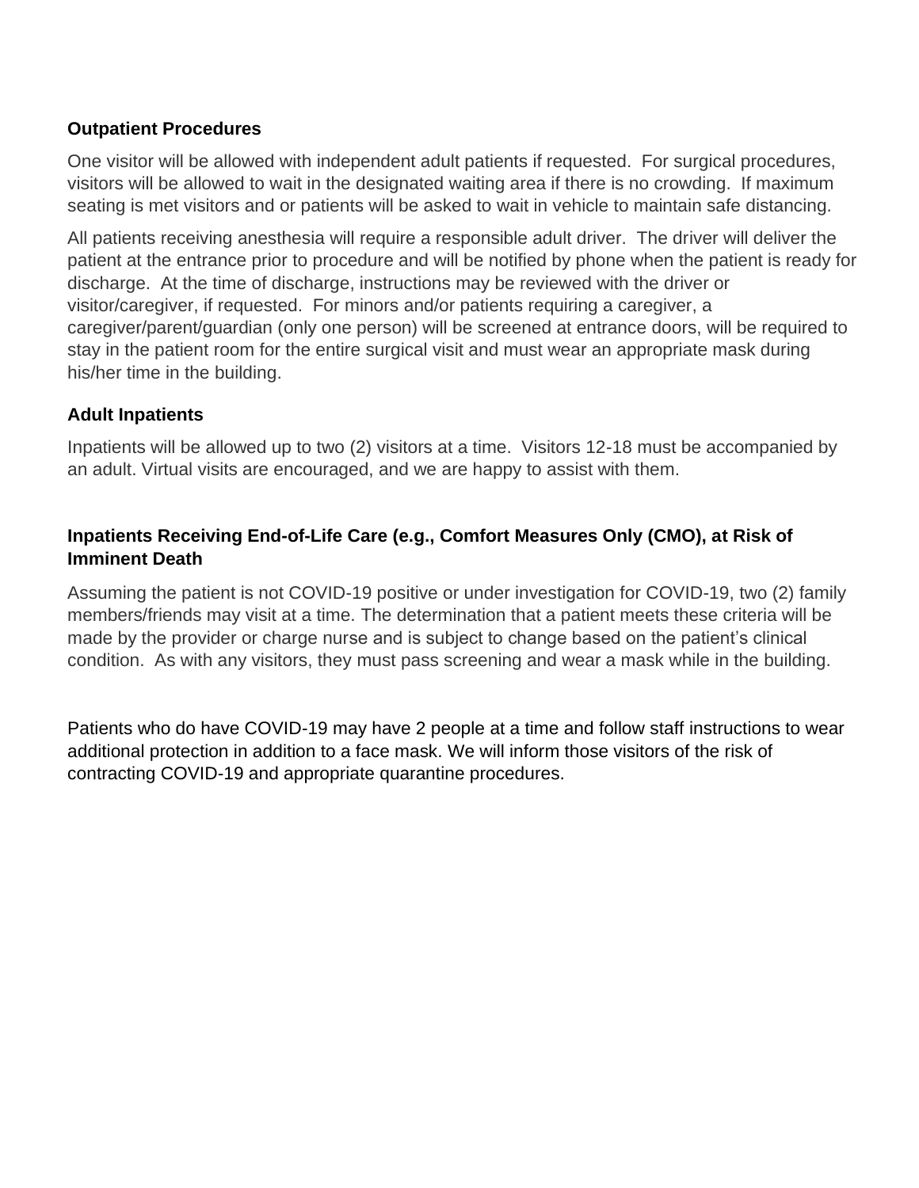### Outpatient Procedures

One visitor will be allowed with independent adult patients if requested. For surgical procedures, visitors will be allowed to wait in the designated waiting area if there is no crowding. If maximum seating is met visitors and or patients will be asked to wait in vehicle to maintain safe distancing.

All patients receiving anesthesia will require a responsible adult driver. The driver will deliver the patient at the entrance prior to procedure and will be notified by phone when the patient is ready for discharge. At the time of discharge, instructions may be reviewed with the driver or visitor/caregiver, if requested. For minors and/or patients requiring a caregiver, a caregiver/parent/guardian (only one person) will be screened at entrance doors, will be required to stay in the patient room for the entire surgical visit and must wear an appropriate mask during his/her time in the building.

### Adult Inpatients

Inpatients will be allowed up to two (2) visitors at a time. Visitors 12-18 must be accompanied by an adult. Virtual visits are encouraged, and we are happy to assist with them.

### Inpatients Receiving End-of-Life Care (e.g., Comfort Measures Only (CMO), at Risk of Imminent Death

Assuming the patient is not COVID-19 positive or under investigation for COVID-19, two (2) family members/friends may visit at a time. The determination that a patient meets these criteria will be made by the provider or charge nurse and is subject to change based on the patient's clinical condition. As with any visitors, they must pass screening and wear a mask while in the building.

Patients who do have COVID-19 may have 2 people at a time and follow staff instructions to wear additional protection in addition to a face mask. We will inform those visitors of the risk of contracting COVID-19 and appropriate quarantine procedures.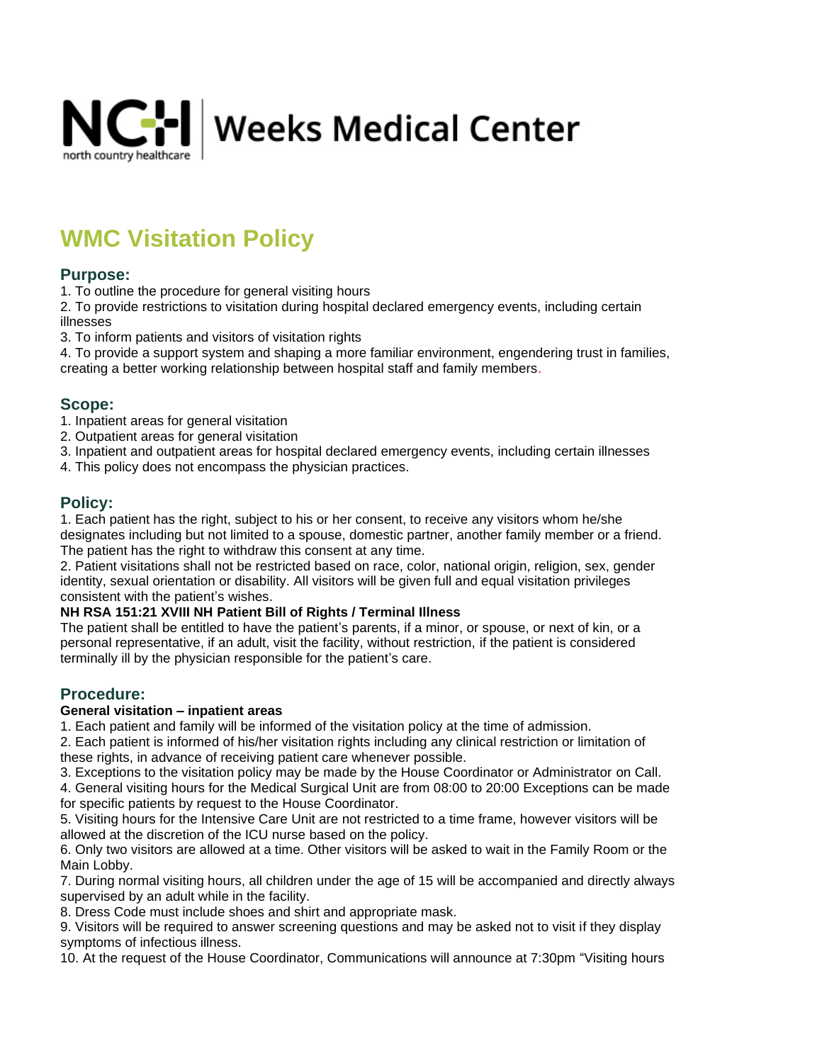NCH north country healthcare | Weeks Medical Center

# WMC Visitation Policy

## Purpose:

1. To outline the procedure for general visiting hours
2. To provide restrictions to visitation during hospital declared emergency events, including certain illnesses
3. To inform patients and visitors of visitation rights
4. To provide a support system and shaping a more familiar environment, engendering trust in families, creating a better working relationship between hospital staff and family members.

## Scope:

1. Inpatient areas for general visitation
2. Outpatient areas for general visitation
3. Inpatient and outpatient areas for hospital declared emergency events, including certain illnesses
4. This policy does not encompass the physician practices.

## Policy:

1. Each patient has the right, subject to his or her consent, to receive any visitors whom he/she designates including but not limited to a spouse, domestic partner, another family member or a friend. The patient has the right to withdraw this consent at any time.
2. Patient visitations shall not be restricted based on race, color, national origin, religion, sex, gender identity, sexual orientation or disability. All visitors will be given full and equal visitation privileges consistent with the patient's wishes.

**NH RSA 151:21 XVIII NH Patient Bill of Rights / Terminal Illness**

The patient shall be entitled to have the patient's parents, if a minor, or spouse, or next of kin, or a personal representative, if an adult, visit the facility, without restriction, if the patient is considered terminally ill by the physician responsible for the patient's care.

## Procedure:

**General visitation – inpatient areas**

1. Each patient and family will be informed of the visitation policy at the time of admission.
2. Each patient is informed of his/her visitation rights including any clinical restriction or limitation of these rights, in advance of receiving patient care whenever possible.
3. Exceptions to the visitation policy may be made by the House Coordinator or Administrator on Call.
4. General visiting hours for the Medical Surgical Unit are from 08:00 to 20:00 Exceptions can be made for specific patients by request to the House Coordinator.
5. Visiting hours for the Intensive Care Unit are not restricted to a time frame, however visitors will be allowed at the discretion of the ICU nurse based on the policy.
6. Only two visitors are allowed at a time. Other visitors will be asked to wait in the Family Room or the Main Lobby.
7. During normal visiting hours, all children under the age of 15 will be accompanied and directly always supervised by an adult while in the facility.
8. Dress Code must include shoes and shirt and appropriate mask.
9. Visitors will be required to answer screening questions and may be asked not to visit if they display symptoms of infectious illness.
10. At the request of the House Coordinator, Communications will announce at 7:30pm "Visiting hours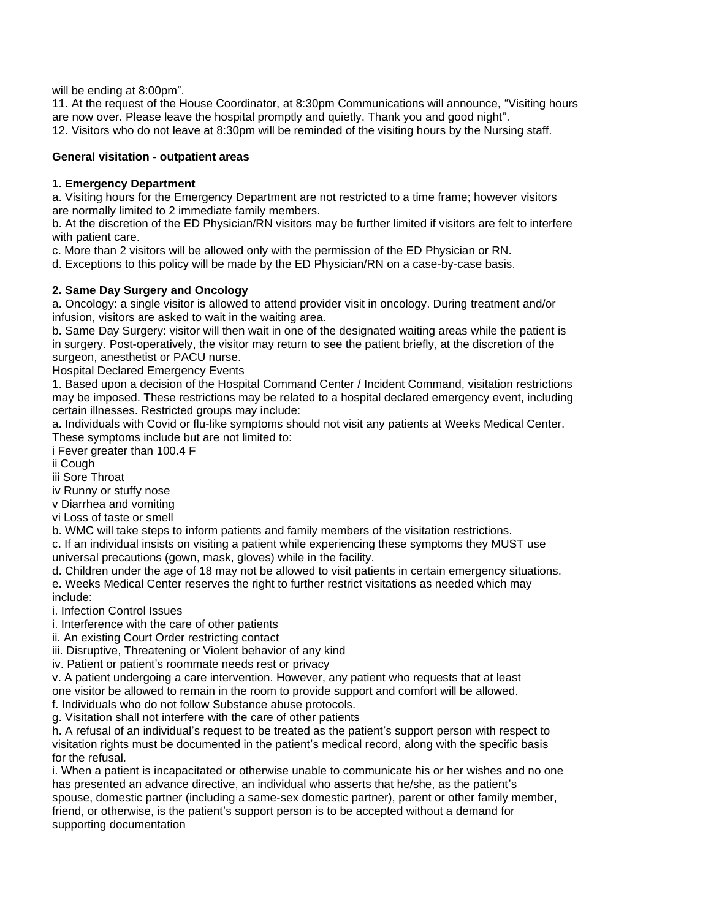will be ending at 8:00pm".

11. At the request of the House Coordinator, at 8:30pm Communications will announce, "Visiting hours are now over. Please leave the hospital promptly and quietly. Thank you and good night".

12. Visitors who do not leave at 8:30pm will be reminded of the visiting hours by the Nursing staff.

**General visitation - outpatient areas**

**1. Emergency Department**

a. Visiting hours for the Emergency Department are not restricted to a time frame; however visitors are normally limited to 2 immediate family members.

b. At the discretion of the ED Physician/RN visitors may be further limited if visitors are felt to interfere with patient care.

c. More than 2 visitors will be allowed only with the permission of the ED Physician or RN.

d. Exceptions to this policy will be made by the ED Physician/RN on a case-by-case basis.

**2. Same Day Surgery and Oncology**

a. Oncology: a single visitor is allowed to attend provider visit in oncology. During treatment and/or infusion, visitors are asked to wait in the waiting area.

b. Same Day Surgery: visitor will then wait in one of the designated waiting areas while the patient is in surgery. Post-operatively, the visitor may return to see the patient briefly, at the discretion of the surgeon, anesthetist or PACU nurse.

Hospital Declared Emergency Events

1. Based upon a decision of the Hospital Command Center / Incident Command, visitation restrictions may be imposed. These restrictions may be related to a hospital declared emergency event, including certain illnesses. Restricted groups may include:

a. Individuals with Covid or flu-like symptoms should not visit any patients at Weeks Medical Center. These symptoms include but are not limited to:

i Fever greater than 100.4 F

ii Cough

iii Sore Throat

iv Runny or stuffy nose

v Diarrhea and vomiting

vi Loss of taste or smell

b. WMC will take steps to inform patients and family members of the visitation restrictions.

c. If an individual insists on visiting a patient while experiencing these symptoms they MUST use universal precautions (gown, mask, gloves) while in the facility.

d. Children under the age of 18 may not be allowed to visit patients in certain emergency situations.

e. Weeks Medical Center reserves the right to further restrict visitations as needed which may include:

i. Infection Control Issues

i. Interference with the care of other patients

ii. An existing Court Order restricting contact

iii. Disruptive, Threatening or Violent behavior of any kind

iv. Patient or patient's roommate needs rest or privacy

v. A patient undergoing a care intervention. However, any patient who requests that at least one visitor be allowed to remain in the room to provide support and comfort will be allowed.

f. Individuals who do not follow Substance abuse protocols.

g. Visitation shall not interfere with the care of other patients

h. A refusal of an individual's request to be treated as the patient's support person with respect to visitation rights must be documented in the patient's medical record, along with the specific basis for the refusal.

i. When a patient is incapacitated or otherwise unable to communicate his or her wishes and no one has presented an advance directive, an individual who asserts that he/she, as the patient's spouse, domestic partner (including a same-sex domestic partner), parent or other family member, friend, or otherwise, is the patient's support person is to be accepted without a demand for supporting documentation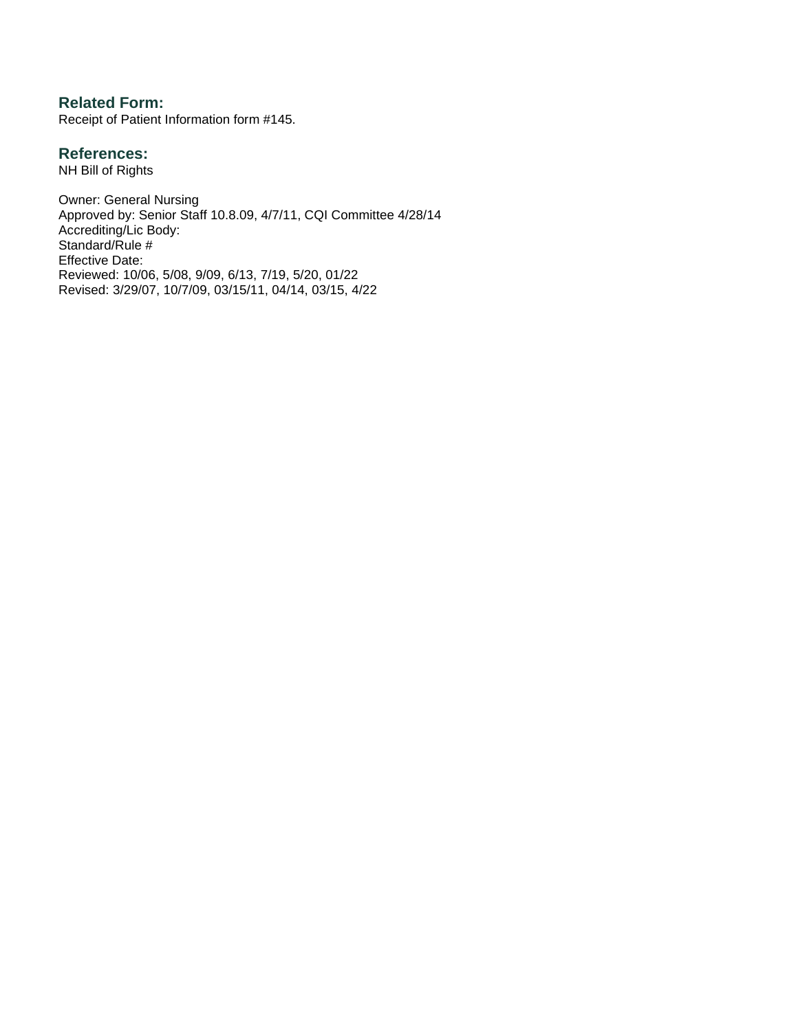## Related Form:

Receipt of Patient Information form #145.

## References:

NH Bill of Rights

Owner: General Nursing
Approved by: Senior Staff 10.8.09, 4/7/11, CQI Committee 4/28/14
Accrediting/Lic Body:
Standard/Rule #
Effective Date:
Reviewed: 10/06, 5/08, 9/09, 6/13, 7/19, 5/20, 01/22
Revised: 3/29/07, 10/7/09, 03/15/11, 04/14, 03/15, 4/22